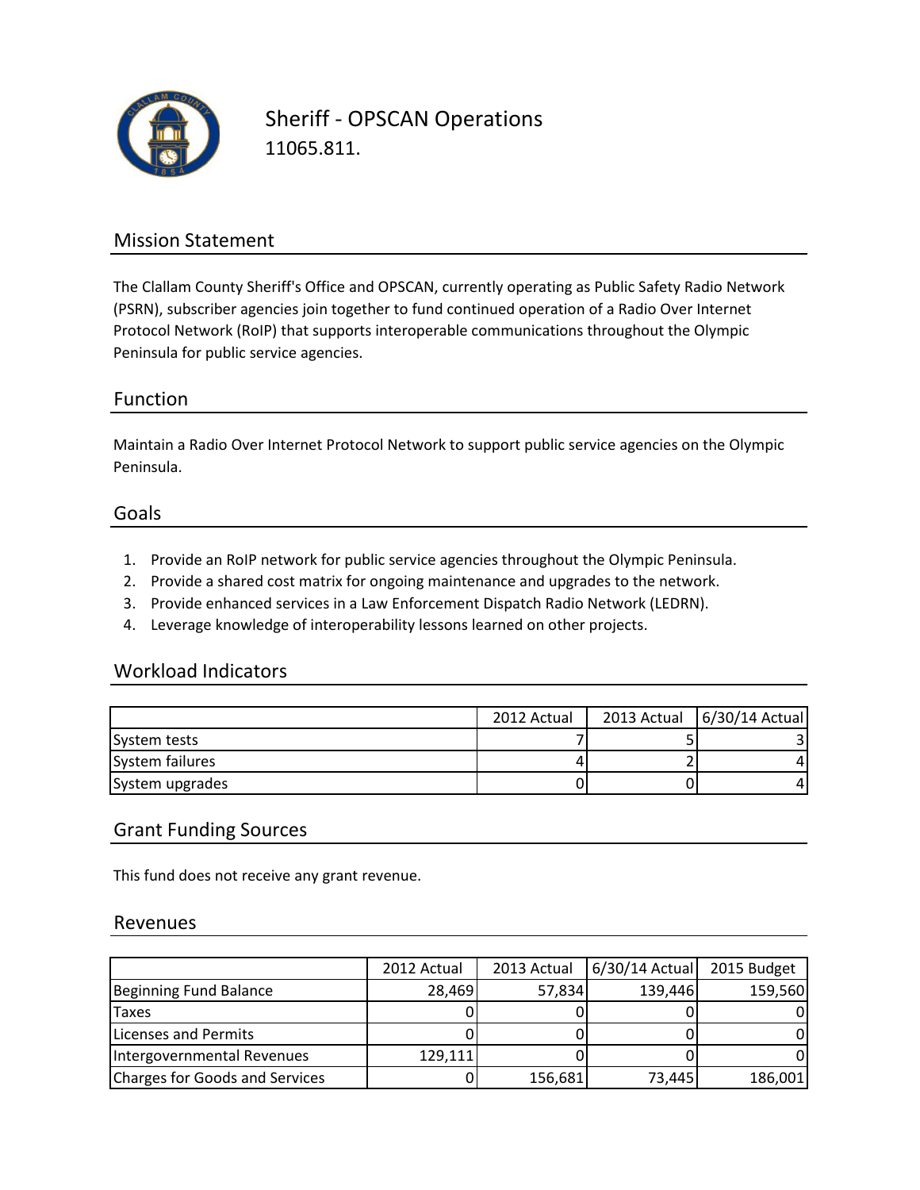# Sheriff - OPSCAN Operations

11065.811.

## Mission Statement

The Clallam County Sheriff's Office and OPSCAN, currently operating as Public Safety Radio Network (PSRN), subscriber agencies join together to fund continued operation of a Radio Over Internet Protocol Network (RoIP) that supports interoperable communications throughout the Olympic Peninsula for public service agencies.

## Function

Maintain a Radio Over Internet Protocol Network to support public service agencies on the Olympic Peninsula.

## Goals

1. Provide an RoIP network for public service agencies throughout the Olympic Peninsula.
2. Provide a shared cost matrix for ongoing maintenance and upgrades to the network.
3. Provide enhanced services in a Law Enforcement Dispatch Radio Network (LEDRN).
4. Leverage knowledge of interoperability lessons learned on other projects.

## Workload Indicators

| | 2012 Actual | 2013 Actual | 6/30/14 Actual |
|---|---|---|---|
| System tests | 7 | 5 | 3 |
| System failures | 4 | 2 | 4 |
| System upgrades | 0 | 0 | 4 |

## Grant Funding Sources

This fund does not receive any grant revenue.

## Revenues

| | 2012 Actual | 2013 Actual | 6/30/14 Actual | 2015 Budget |
|---|---|---|---|---|
| Beginning Fund Balance | 28,469 | 57,834 | 139,446 | 159,560 |
| Taxes | 0 | 0 | 0 | 0 |
| Licenses and Permits | 0 | 0 | 0 | 0 |
| Intergovernmental Revenues | 129,111 | 0 | 0 | 0 |
| Charges for Goods and Services | 0 | 156,681 | 73,445 | 186,001 |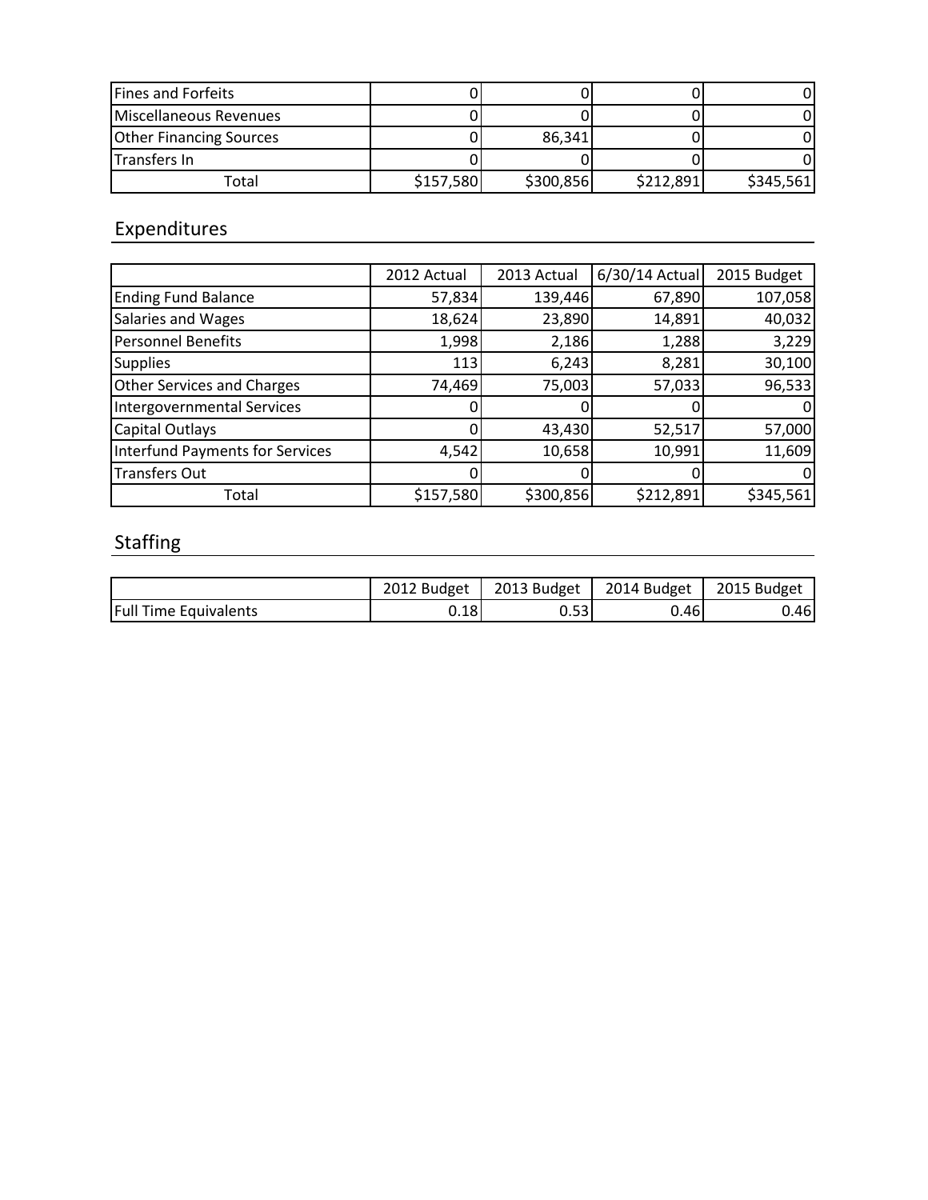| | | | | |
|---|---|---|---|---|
| Fines and Forfeits | 0 | 0 | 0 | 0 |
| Miscellaneous Revenues | 0 | 0 | 0 | 0 |
| Other Financing Sources | 0 | 86,341 | 0 | 0 |
| Transfers In | 0 | 0 | 0 | 0 |
| Total | $157,580 | $300,856 | $212,891 | $345,561 |

## Expenditures

| | 2012 Actual | 2013 Actual | 6/30/14 Actual | 2015 Budget |
|---|---|---|---|---|
| Ending Fund Balance | 57,834 | 139,446 | 67,890 | 107,058 |
| Salaries and Wages | 18,624 | 23,890 | 14,891 | 40,032 |
| Personnel Benefits | 1,998 | 2,186 | 1,288 | 3,229 |
| Supplies | 113 | 6,243 | 8,281 | 30,100 |
| Other Services and Charges | 74,469 | 75,003 | 57,033 | 96,533 |
| Intergovernmental Services | 0 | 0 | 0 | 0 |
| Capital Outlays | 0 | 43,430 | 52,517 | 57,000 |
| Interfund Payments for Services | 4,542 | 10,658 | 10,991 | 11,609 |
| Transfers Out | 0 | 0 | 0 | 0 |
| Total | $157,580 | $300,856 | $212,891 | $345,561 |

## Staffing

| | 2012 Budget | 2013 Budget | 2014 Budget | 2015 Budget |
|---|---|---|---|---|
| Full Time Equivalents | 0.18 | 0.53 | 0.46 | 0.46 |